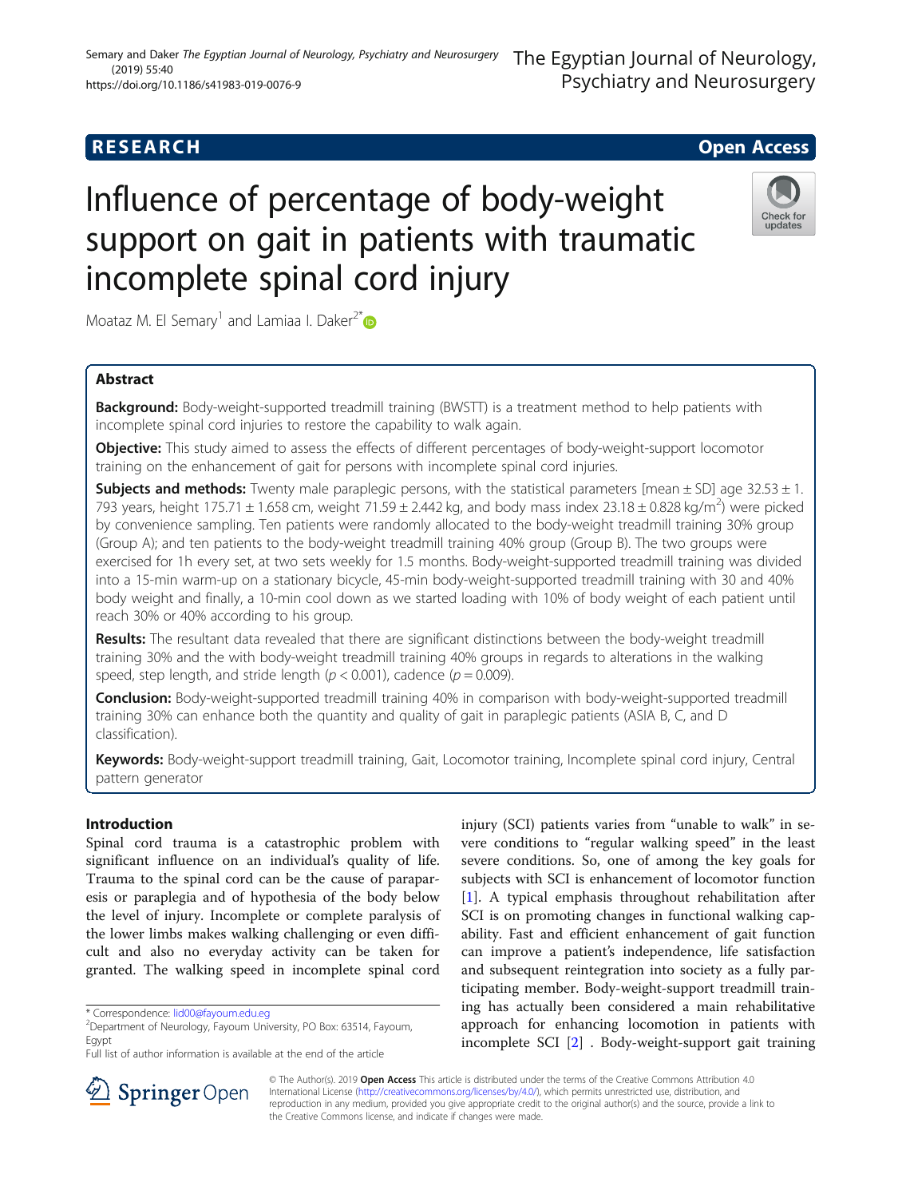# RESEARCH

# Open Access

# Influence of percentage of body-weight support on gait in patients with traumatic incomplete spinal cord injury

Moataz M. El Semary[1] and Lamiaa I. Daker[2*]

## Abstract

**Background:** Body-weight-supported treadmill training (BWSTT) is a treatment method to help patients with incomplete spinal cord injuries to restore the capability to walk again.

**Objective:** This study aimed to assess the effects of different percentages of body-weight-support locomotor training on the enhancement of gait for persons with incomplete spinal cord injuries.

**Subjects and methods:** Twenty male paraplegic persons, with the statistical parameters [mean ± SD] age 32.53 ± 1.793 years, height 175.71 ± 1.658 cm, weight 71.59 ± 2.442 kg, and body mass index 23.18 ± 0.828 kg/m$^2$) were picked by convenience sampling. Ten patients were randomly allocated to the body-weight treadmill training 30% group (Group A); and ten patients to the body-weight treadmill training 40% group (Group B). The two groups were exercised for 1h every set, at two sets weekly for 1.5 months. Body-weight-supported treadmill training was divided into a 15-min warm-up on a stationary bicycle, 45-min body-weight-supported treadmill training with 30 and 40% body weight and finally, a 10-min cool down as we started loading with 10% of body weight of each patient until reach 30% or 40% according to his group.

**Results:** The resultant data revealed that there are significant distinctions between the body-weight treadmill training 30% and the with body-weight treadmill training 40% groups in regards to alterations in the walking speed, step length, and stride length ($p < 0.001$), cadence ($p = 0.009$).

**Conclusion:** Body-weight-supported treadmill training 40% in comparison with body-weight-supported treadmill training 30% can enhance both the quantity and quality of gait in paraplegic patients (ASIA B, C, and D classification).

**Keywords:** Body-weight-support treadmill training, Gait, Locomotor training, Incomplete spinal cord injury, Central pattern generator

## Introduction

Spinal cord trauma is a catastrophic problem with significant influence on an individual's quality of life. Trauma to the spinal cord can be the cause of paraparesis or paraplegia and of hypothesia of the body below the level of injury. Incomplete or complete paralysis of the lower limbs makes walking challenging or even difficult and also no everyday activity can be taken for granted. The walking speed in incomplete spinal cord injury (SCI) patients varies from "unable to walk" in severe conditions to "regular walking speed" in the least severe conditions. So, one of among the key goals for subjects with SCI is enhancement of locomotor function [1]. A typical emphasis throughout rehabilitation after SCI is on promoting changes in functional walking capability. Fast and efficient enhancement of gait function can improve a patient's independence, life satisfaction and subsequent reintegration into society as a fully participating member. Body-weight-support treadmill training has actually been considered a main rehabilitative approach for enhancing locomotion in patients with incomplete SCI [2] . Body-weight-support gait training

\* Correspondence: lid00@fayoum.edu.eg

[2]Department of Neurology, Fayoum University, PO Box: 63514, Fayoum, Egypt

Full list of author information is available at the end of the article

© The Author(s). 2019 **Open Access** This article is distributed under the terms of the Creative Commons Attribution 4.0 International License (http://creativecommons.org/licenses/by/4.0/), which permits unrestricted use, distribution, and reproduction in any medium, provided you give appropriate credit to the original author(s) and the source, provide a link to the Creative Commons license, and indicate if changes were made.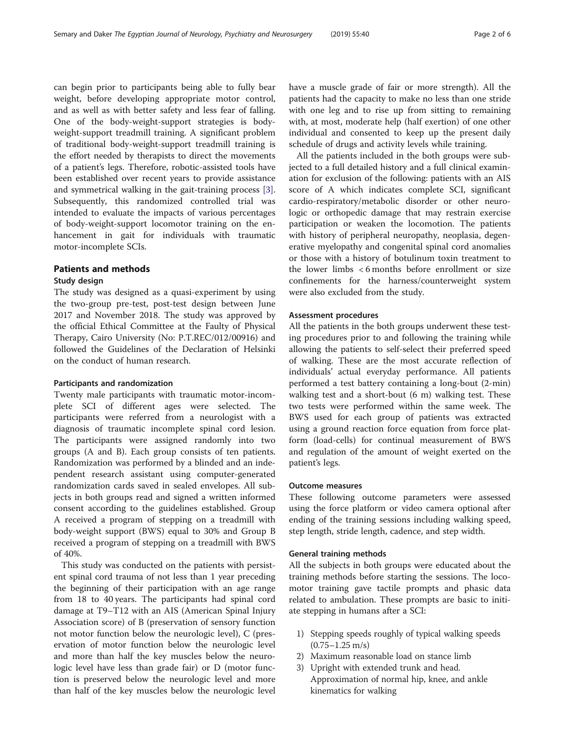can begin prior to participants being able to fully bear weight, before developing appropriate motor control, and as well as with better safety and less fear of falling. One of the body-weight-support strategies is body-weight-support treadmill training. A significant problem of traditional body-weight-support treadmill training is the effort needed by therapists to direct the movements of a patient's legs. Therefore, robotic-assisted tools have been established over recent years to provide assistance and symmetrical walking in the gait-training process [3]. Subsequently, this randomized controlled trial was intended to evaluate the impacts of various percentages of body-weight-support locomotor training on the enhancement in gait for individuals with traumatic motor-incomplete SCIs.

## Patients and methods

### Study design

The study was designed as a quasi-experiment by using the two-group pre-test, post-test design between June 2017 and November 2018. The study was approved by the official Ethical Committee at the Faulty of Physical Therapy, Cairo University (No: P.T.REC/012/00916) and followed the Guidelines of the Declaration of Helsinki on the conduct of human research.

### Participants and randomization

Twenty male participants with traumatic motor-incomplete SCI of different ages were selected. The participants were referred from a neurologist with a diagnosis of traumatic incomplete spinal cord lesion. The participants were assigned randomly into two groups (A and B). Each group consists of ten patients. Randomization was performed by a blinded and an independent research assistant using computer-generated randomization cards saved in sealed envelopes. All subjects in both groups read and signed a written informed consent according to the guidelines established. Group A received a program of stepping on a treadmill with body-weight support (BWS) equal to 30% and Group B received a program of stepping on a treadmill with BWS of 40%.

This study was conducted on the patients with persistent spinal cord trauma of not less than 1 year preceding the beginning of their participation with an age range from 18 to 40 years. The participants had spinal cord damage at T9–T12 with an AIS (American Spinal Injury Association score) of B (preservation of sensory function not motor function below the neurologic level), C (preservation of motor function below the neurologic level and more than half the key muscles below the neurologic level have less than grade fair) or D (motor function is preserved below the neurologic level and more than half of the key muscles below the neurologic level have a muscle grade of fair or more strength). All the patients had the capacity to make no less than one stride with one leg and to rise up from sitting to remaining with, at most, moderate help (half exertion) of one other individual and consented to keep up the present daily schedule of drugs and activity levels while training.

All the patients included in the both groups were subjected to a full detailed history and a full clinical examination for exclusion of the following: patients with an AIS score of A which indicates complete SCI, significant cardio-respiratory/metabolic disorder or other neurologic or orthopedic damage that may restrain exercise participation or weaken the locomotion. The patients with history of peripheral neuropathy, neoplasia, degenerative myelopathy and congenital spinal cord anomalies or those with a history of botulinum toxin treatment to the lower limbs < 6 months before enrollment or size confinements for the harness/counterweight system were also excluded from the study.

### Assessment procedures

All the patients in the both groups underwent these testing procedures prior to and following the training while allowing the patients to self-select their preferred speed of walking. These are the most accurate reflection of individuals' actual everyday performance. All patients performed a test battery containing a long-bout (2-min) walking test and a short-bout (6 m) walking test. These two tests were performed within the same week. The BWS used for each group of patients was extracted using a ground reaction force equation from force platform (load-cells) for continual measurement of BWS and regulation of the amount of weight exerted on the patient's legs.

### Outcome measures

These following outcome parameters were assessed using the force platform or video camera optional after ending of the training sessions including walking speed, step length, stride length, cadence, and step width.

### General training methods

All the subjects in both groups were educated about the training methods before starting the sessions. The locomotor training gave tactile prompts and phasic data related to ambulation. These prompts are basic to initiate stepping in humans after a SCI:

1) Stepping speeds roughly of typical walking speeds (0.75–1.25 m/s)
2) Maximum reasonable load on stance limb
3) Upright with extended trunk and head. Approximation of normal hip, knee, and ankle kinematics for walking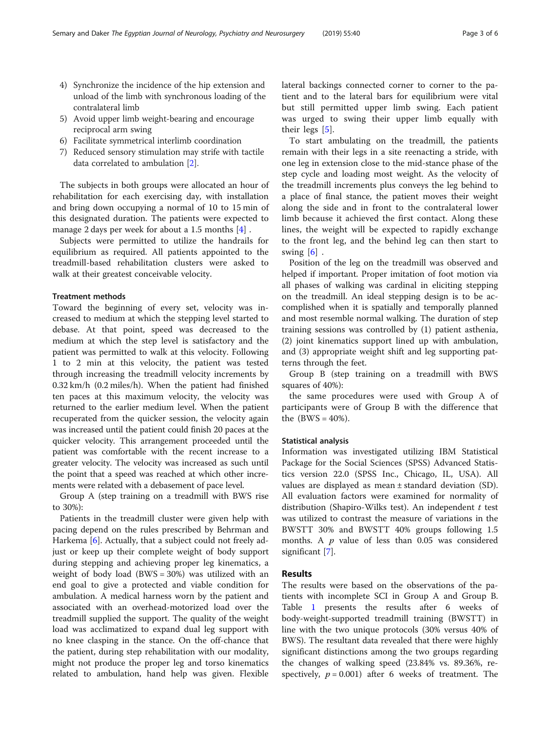4) Synchronize the incidence of the hip extension and unload of the limb with synchronous loading of the contralateral limb
5) Avoid upper limb weight-bearing and encourage reciprocal arm swing
6) Facilitate symmetrical interlimb coordination
7) Reduced sensory stimulation may strife with tactile data correlated to ambulation [2].

The subjects in both groups were allocated an hour of rehabilitation for each exercising day, with installation and bring down occupying a normal of 10 to 15 min of this designated duration. The patients were expected to manage 2 days per week for about a 1.5 months [4] .

Subjects were permitted to utilize the handrails for equilibrium as required. All patients appointed to the treadmill-based rehabilitation clusters were asked to walk at their greatest conceivable velocity.

### Treatment methods

Toward the beginning of every set, velocity was increased to medium at which the stepping level started to debase. At that point, speed was decreased to the medium at which the step level is satisfactory and the patient was permitted to walk at this velocity. Following 1 to 2 min at this velocity, the patient was tested through increasing the treadmill velocity increments by 0.32 km/h (0.2 miles/h). When the patient had finished ten paces at this maximum velocity, the velocity was returned to the earlier medium level. When the patient recuperated from the quicker session, the velocity again was increased until the patient could finish 20 paces at the quicker velocity. This arrangement proceeded until the patient was comfortable with the recent increase to a greater velocity. The velocity was increased as such until the point that a speed was reached at which other increments were related with a debasement of pace level.

Group A (step training on a treadmill with BWS rise to 30%):

Patients in the treadmill cluster were given help with pacing depend on the rules prescribed by Behrman and Harkema [6]. Actually, that a subject could not freely adjust or keep up their complete weight of body support during stepping and achieving proper leg kinematics, a weight of body load (BWS = 30%) was utilized with an end goal to give a protected and viable condition for ambulation. A medical harness worn by the patient and associated with an overhead-motorized load over the treadmill supplied the support. The quality of the weight load was acclimatized to expand dual leg support with no knee clasping in the stance. On the off-chance that the patient, during step rehabilitation with our modality, might not produce the proper leg and torso kinematics related to ambulation, hand help was given. Flexible lateral backings connected corner to corner to the patient and to the lateral bars for equilibrium were vital but still permitted upper limb swing. Each patient was urged to swing their upper limb equally with their legs [5].

To start ambulating on the treadmill, the patients remain with their legs in a site reenacting a stride, with one leg in extension close to the mid-stance phase of the step cycle and loading most weight. As the velocity of the treadmill increments plus conveys the leg behind to a place of final stance, the patient moves their weight along the side and in front to the contralateral lower limb because it achieved the first contact. Along these lines, the weight will be expected to rapidly exchange to the front leg, and the behind leg can then start to swing [6] .

Position of the leg on the treadmill was observed and helped if important. Proper imitation of foot motion via all phases of walking was cardinal in eliciting stepping on the treadmill. An ideal stepping design is to be accomplished when it is spatially and temporally planned and most resemble normal walking. The duration of step training sessions was controlled by (1) patient asthenia, (2) joint kinematics support lined up with ambulation, and (3) appropriate weight shift and leg supporting patterns through the feet.

Group B (step training on a treadmill with BWS squares of 40%):

the same procedures were used with Group A of participants were of Group B with the difference that the (BWS = 40%).

### Statistical analysis

Information was investigated utilizing IBM Statistical Package for the Social Sciences (SPSS) Advanced Statistics version 22.0 (SPSS Inc., Chicago, IL, USA). All values are displayed as mean ± standard deviation (SD). All evaluation factors were examined for normality of distribution (Shapiro-Wilks test). An independent *t* test was utilized to contrast the measure of variations in the BWSTT 30% and BWSTT 40% groups following 1.5 months. A *p* value of less than 0.05 was considered significant [7].

## Results

The results were based on the observations of the patients with incomplete SCI in Group A and Group B. Table 1 presents the results after 6 weeks of body-weight-supported treadmill training (BWSTT) in line with the two unique protocols (30% versus 40% of BWS). The resultant data revealed that there were highly significant distinctions among the two groups regarding the changes of walking speed (23.84% vs. 89.36%, respectively, $p = 0.001$) after 6 weeks of treatment. The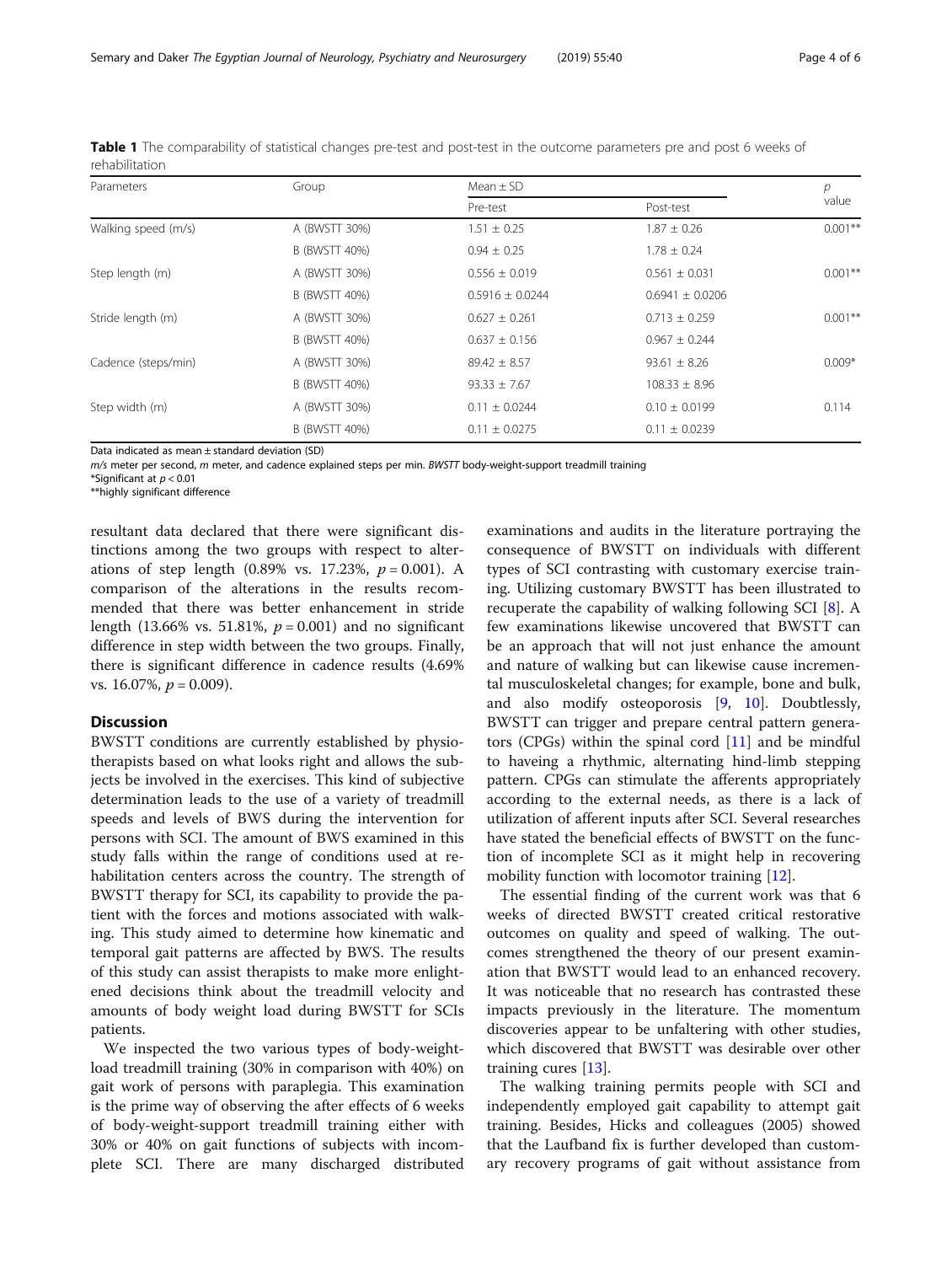**Table 1** The comparability of statistical changes pre-test and post-test in the outcome parameters pre and post 6 weeks of rehabilitation

| Parameters | Group | Mean ± SD | | *p* value |
|---|---|---|---|---|
| | | Pre-test | Post-test | |
| Walking speed (m/s) | A (BWSTT 30%) | 1.51 ± 0.25 | 1.87 ± 0.26 | 0.001** |
| | B (BWSTT 40%) | 0.94 ± 0.25 | 1.78 ± 0.24 | |
| Step length (m) | A (BWSTT 30%) | 0.556 ± 0.019 | 0.561 ± 0.031 | 0.001** |
| | B (BWSTT 40%) | 0.5916 ± 0.0244 | 0.6941 ± 0.0206 | |
| Stride length (m) | A (BWSTT 30%) | 0.627 ± 0.261 | 0.713 ± 0.259 | 0.001** |
| | B (BWSTT 40%) | 0.637 ± 0.156 | 0.967 ± 0.244 | |
| Cadence (steps/min) | A (BWSTT 30%) | 89.42 ± 8.57 | 93.61 ± 8.26 | 0.009* |
| | B (BWSTT 40%) | 93.33 ± 7.67 | 108.33 ± 8.96 | |
| Step width (m) | A (BWSTT 30%) | 0.11 ± 0.0244 | 0.10 ± 0.0199 | 0.114 |
| | B (BWSTT 40%) | 0.11 ± 0.0275 | 0.11 ± 0.0239 | |

Data indicated as mean ± standard deviation (SD)

*m/s* meter per second, *m* meter, and cadence explained steps per min. *BWSTT* body-weight-support treadmill training

*Significant at $p < 0.01$

**highly significant difference

resultant data declared that there were significant distinctions among the two groups with respect to alterations of step length (0.89% vs. 17.23%, $p = 0.001$). A comparison of the alterations in the results recommended that there was better enhancement in stride length (13.66% vs. 51.81%, $p = 0.001$) and no significant difference in step width between the two groups. Finally, there is significant difference in cadence results (4.69% vs. 16.07%, $p = 0.009$).

## Discussion

BWSTT conditions are currently established by physiotherapists based on what looks right and allows the subjects be involved in the exercises. This kind of subjective determination leads to the use of a variety of treadmill speeds and levels of BWS during the intervention for persons with SCI. The amount of BWS examined in this study falls within the range of conditions used at rehabilitation centers across the country. The strength of BWSTT therapy for SCI, its capability to provide the patient with the forces and motions associated with walking. This study aimed to determine how kinematic and temporal gait patterns are affected by BWS. The results of this study can assist therapists to make more enlightened decisions think about the treadmill velocity and amounts of body weight load during BWSTT for SCIs patients.

We inspected the two various types of body-weight-load treadmill training (30% in comparison with 40%) on gait work of persons with paraplegia. This examination is the prime way of observing the after effects of 6 weeks of body-weight-support treadmill training either with 30% or 40% on gait functions of subjects with incomplete SCI. There are many discharged distributed examinations and audits in the literature portraying the consequence of BWSTT on individuals with different types of SCI contrasting with customary exercise training. Utilizing customary BWSTT has been illustrated to recuperate the capability of walking following SCI [8]. A few examinations likewise uncovered that BWSTT can be an approach that will not just enhance the amount and nature of walking but can likewise cause incremental musculoskeletal changes; for example, bone and bulk, and also modify osteoporosis [9, 10]. Doubtlessly, BWSTT can trigger and prepare central pattern generators (CPGs) within the spinal cord [11] and be mindful to haveing a rhythmic, alternating hind-limb stepping pattern. CPGs can stimulate the afferents appropriately according to the external needs, as there is a lack of utilization of afferent inputs after SCI. Several researches have stated the beneficial effects of BWSTT on the function of incomplete SCI as it might help in recovering mobility function with locomotor training [12].

The essential finding of the current work was that 6 weeks of directed BWSTT created critical restorative outcomes on quality and speed of walking. The outcomes strengthened the theory of our present examination that BWSTT would lead to an enhanced recovery. It was noticeable that no research has contrasted these impacts previously in the literature. The momentum discoveries appear to be unfaltering with other studies, which discovered that BWSTT was desirable over other training cures [13].

The walking training permits people with SCI and independently employed gait capability to attempt gait training. Besides, Hicks and colleagues (2005) showed that the Laufband fix is further developed than customary recovery programs of gait without assistance from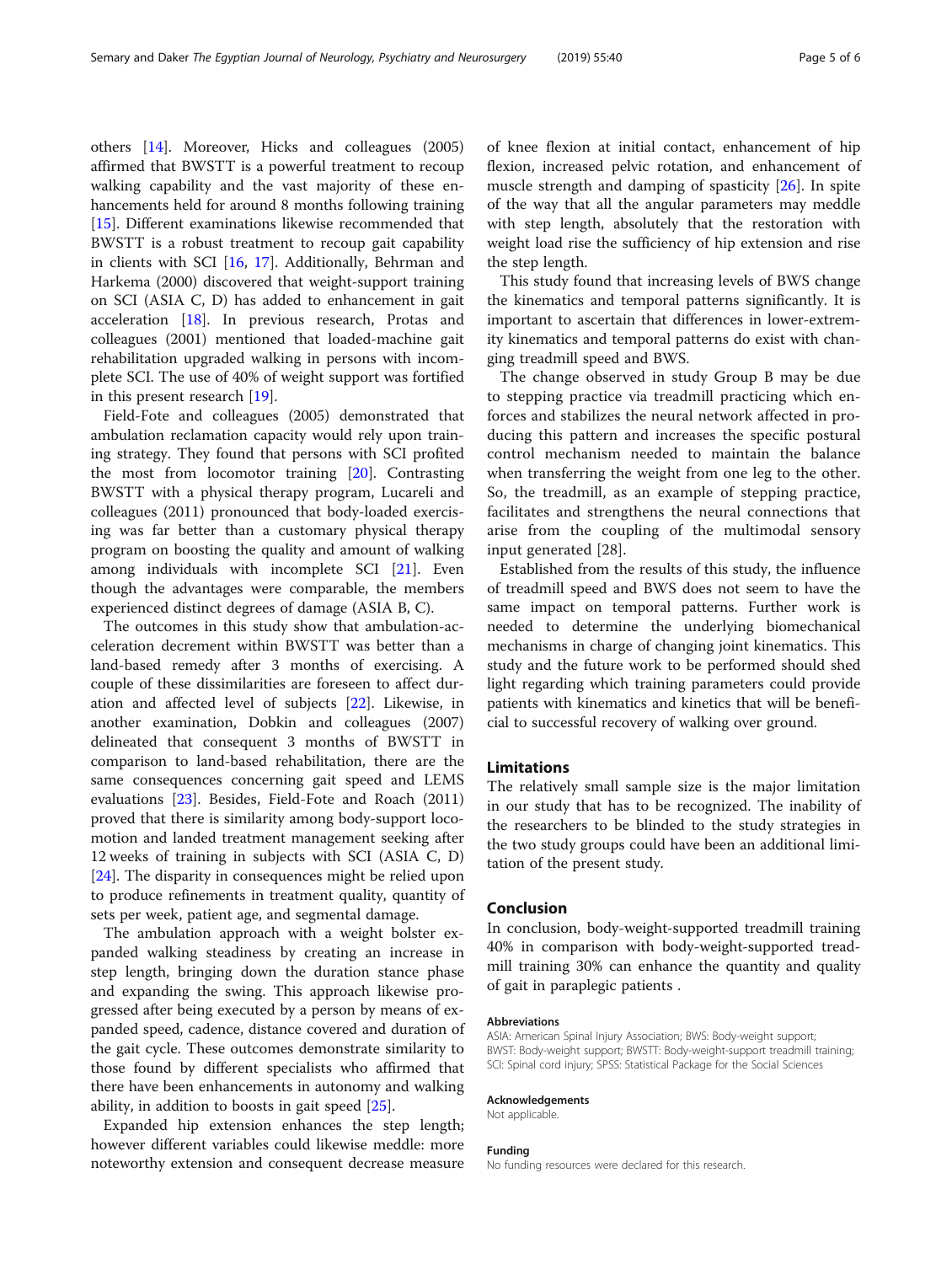others [14]. Moreover, Hicks and colleagues (2005) affirmed that BWSTT is a powerful treatment to recoup walking capability and the vast majority of these enhancements held for around 8 months following training [15]. Different examinations likewise recommended that BWSTT is a robust treatment to recoup gait capability in clients with SCI [16, 17]. Additionally, Behrman and Harkema (2000) discovered that weight-support training on SCI (ASIA C, D) has added to enhancement in gait acceleration [18]. In previous research, Protas and colleagues (2001) mentioned that loaded-machine gait rehabilitation upgraded walking in persons with incomplete SCI. The use of 40% of weight support was fortified in this present research [19].

Field-Fote and colleagues (2005) demonstrated that ambulation reclamation capacity would rely upon training strategy. They found that persons with SCI profited the most from locomotor training [20]. Contrasting BWSTT with a physical therapy program, Lucareli and colleagues (2011) pronounced that body-loaded exercising was far better than a customary physical therapy program on boosting the quality and amount of walking among individuals with incomplete SCI [21]. Even though the advantages were comparable, the members experienced distinct degrees of damage (ASIA B, C).

The outcomes in this study show that ambulation-acceleration decrement within BWSTT was better than a land-based remedy after 3 months of exercising. A couple of these dissimilarities are foreseen to affect duration and affected level of subjects [22]. Likewise, in another examination, Dobkin and colleagues (2007) delineated that consequent 3 months of BWSTT in comparison to land-based rehabilitation, there are the same consequences concerning gait speed and LEMS evaluations [23]. Besides, Field-Fote and Roach (2011) proved that there is similarity among body-support locomotion and landed treatment management seeking after 12 weeks of training in subjects with SCI (ASIA C, D) [24]. The disparity in consequences might be relied upon to produce refinements in treatment quality, quantity of sets per week, patient age, and segmental damage.

The ambulation approach with a weight bolster expanded walking steadiness by creating an increase in step length, bringing down the duration stance phase and expanding the swing. This approach likewise progressed after being executed by a person by means of expanded speed, cadence, distance covered and duration of the gait cycle. These outcomes demonstrate similarity to those found by different specialists who affirmed that there have been enhancements in autonomy and walking ability, in addition to boosts in gait speed [25].

Expanded hip extension enhances the step length; however different variables could likewise meddle: more noteworthy extension and consequent decrease measure of knee flexion at initial contact, enhancement of hip flexion, increased pelvic rotation, and enhancement of muscle strength and damping of spasticity [26]. In spite of the way that all the angular parameters may meddle with step length, absolutely that the restoration with weight load rise the sufficiency of hip extension and rise the step length.

This study found that increasing levels of BWS change the kinematics and temporal patterns significantly. It is important to ascertain that differences in lower-extremity kinematics and temporal patterns do exist with changing treadmill speed and BWS.

The change observed in study Group B may be due to stepping practice via treadmill practicing which enforces and stabilizes the neural network affected in producing this pattern and increases the specific postural control mechanism needed to maintain the balance when transferring the weight from one leg to the other. So, the treadmill, as an example of stepping practice, facilitates and strengthens the neural connections that arise from the coupling of the multimodal sensory input generated [28].

Established from the results of this study, the influence of treadmill speed and BWS does not seem to have the same impact on temporal patterns. Further work is needed to determine the underlying biomechanical mechanisms in charge of changing joint kinematics. This study and the future work to be performed should shed light regarding which training parameters could provide patients with kinematics and kinetics that will be beneficial to successful recovery of walking over ground.

## Limitations

The relatively small sample size is the major limitation in our study that has to be recognized. The inability of the researchers to be blinded to the study strategies in the two study groups could have been an additional limitation of the present study.

## Conclusion

In conclusion, body-weight-supported treadmill training 40% in comparison with body-weight-supported treadmill training 30% can enhance the quantity and quality of gait in paraplegic patients .

#### Abbreviations

ASIA: American Spinal Injury Association; BWS: Body-weight support; BWST: Body-weight support; BWSTT: Body-weight-support treadmill training; SCI: Spinal cord injury; SPSS: Statistical Package for the Social Sciences

#### Acknowledgements

Not applicable.

#### Funding

No funding resources were declared for this research.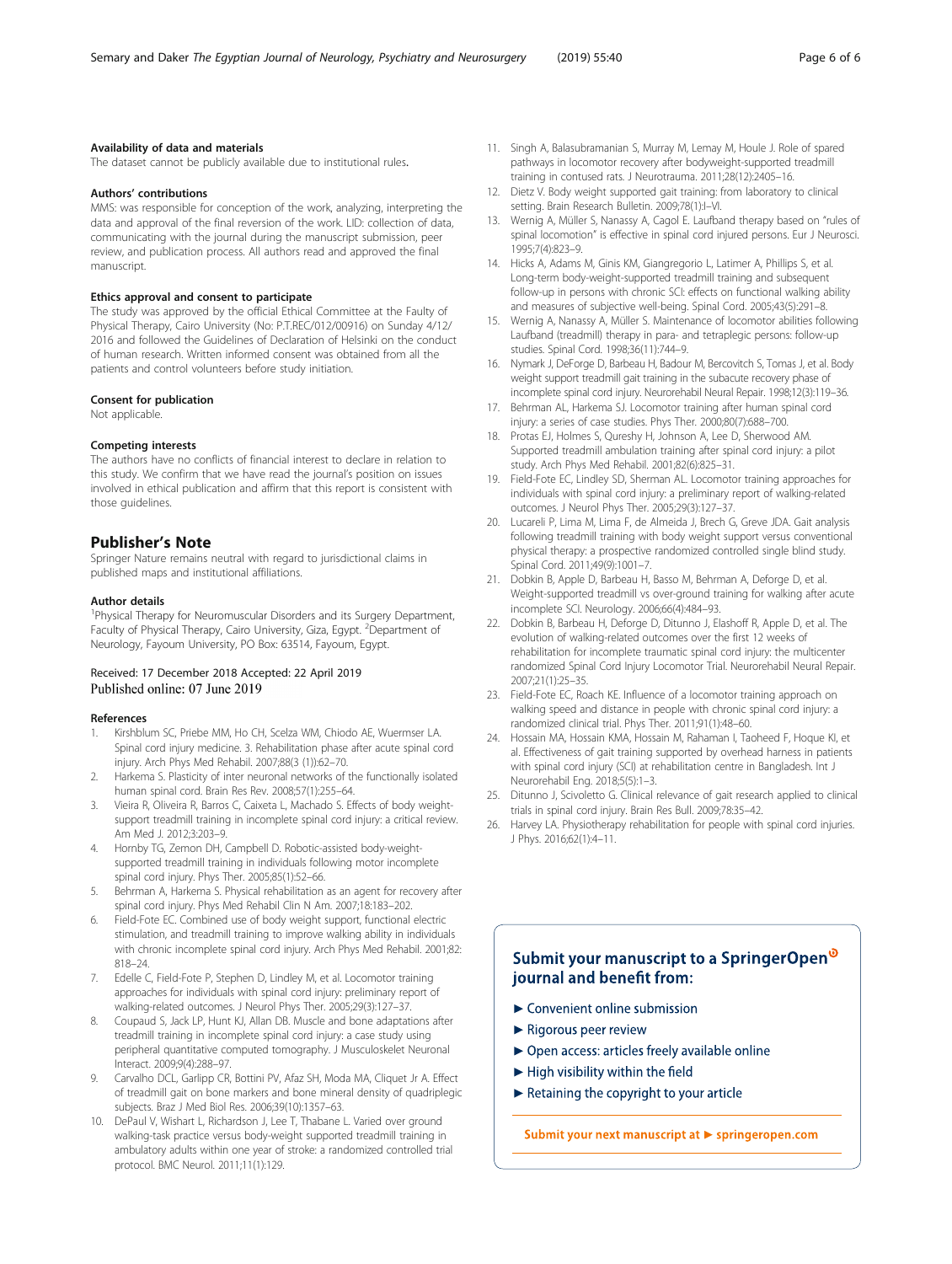#### Availability of data and materials

The dataset cannot be publicly available due to institutional rules.

#### Authors' contributions

MMS: was responsible for conception of the work, analyzing, interpreting the data and approval of the final reversion of the work. LID: collection of data, communicating with the journal during the manuscript submission, peer review, and publication process. All authors read and approved the final manuscript.

#### Ethics approval and consent to participate

The study was approved by the official Ethical Committee at the Faculty of Physical Therapy, Cairo University (No: P.T.REC/012/00916) on Sunday 4/12/2016 and followed the Guidelines of Declaration of Helsinki on the conduct of human research. Written informed consent was obtained from all the patients and control volunteers before study initiation.

#### Consent for publication

Not applicable.

#### Competing interests

The authors have no conflicts of financial interest to declare in relation to this study. We confirm that we have read the journal's position on issues involved in ethical publication and affirm that this report is consistent with those guidelines.

## Publisher's Note

Springer Nature remains neutral with regard to jurisdictional claims in published maps and institutional affiliations.

#### Author details

[1]Physical Therapy for Neuromuscular Disorders and its Surgery Department, Faculty of Physical Therapy, Cairo University, Giza, Egypt. [2]Department of Neurology, Fayoum University, PO Box: 63514, Fayoum, Egypt.

Received: 17 December 2018 Accepted: 22 April 2019
Published online: 07 June 2019

#### References

1. Kirshblum SC, Priebe MM, Ho CH, Scelza WM, Chiodo AE, Wuermser LA. Spinal cord injury medicine. 3. Rehabilitation phase after acute spinal cord injury. Arch Phys Med Rehabil. 2007;88(3 (1)):62–70.
2. Harkema S. Plasticity of inter neuronal networks of the functionally isolated human spinal cord. Brain Res Rev. 2008;57(1):255–64.
3. Vieira R, Oliveira R, Barros C, Caixeta L, Machado S. Effects of body weight-support treadmill training in incomplete spinal cord injury: a critical review. Am Med J. 2012;3:203–9.
4. Hornby TG, Zemon DH, Campbell D. Robotic-assisted body-weight-supported treadmill training in individuals following motor incomplete spinal cord injury. Phys Ther. 2005;85(1):52–66.
5. Behrman A, Harkema S. Physical rehabilitation as an agent for recovery after spinal cord injury. Phys Med Rehabil Clin N Am. 2007;18:183–202.
6. Field-Fote EC. Combined use of body weight support, functional electric stimulation, and treadmill training to improve walking ability in individuals with chronic incomplete spinal cord injury. Arch Phys Med Rehabil. 2001;82:818–24.
7. Edelle C, Field-Fote P, Stephen D, Lindley M, et al. Locomotor training approaches for individuals with spinal cord injury: preliminary report of walking-related outcomes. J Neurol Phys Ther. 2005;29(3):127–37.
8. Coupaud S, Jack LP, Hunt KJ, Allan DB. Muscle and bone adaptations after treadmill training in incomplete spinal cord injury: a case study using peripheral quantitative computed tomography. J Musculoskelet Neuronal Interact. 2009;9(4):288–97.
9. Carvalho DCL, Garlipp CR, Bottini PV, Afaz SH, Moda MA, Cliquet Jr A. Effect of treadmill gait on bone markers and bone mineral density of quadriplegic subjects. Braz J Med Biol Res. 2006;39(10):1357–63.
10. DePaul V, Wishart L, Richardson J, Lee T, Thabane L. Varied over ground walking-task practice versus body-weight supported treadmill training in ambulatory adults within one year of stroke: a randomized controlled trial protocol. BMC Neurol. 2011;11(1):129.
11. Singh A, Balasubramanian S, Murray M, Lemay M, Houle J. Role of spared pathways in locomotor recovery after bodyweight-supported treadmill training in contused rats. J Neurotrauma. 2011;28(12):2405–16.
12. Dietz V. Body weight supported gait training: from laboratory to clinical setting. Brain Research Bulletin. 2009;78(1):I–VI.
13. Wernig A, Müller S, Nanassy A, Cagol E. Laufband therapy based on "rules of spinal locomotion" is effective in spinal cord injured persons. Eur J Neurosci. 1995;7(4):823–9.
14. Hicks A, Adams M, Ginis KM, Giangregorio L, Latimer A, Phillips S, et al. Long-term body-weight-supported treadmill training and subsequent follow-up in persons with chronic SCI: effects on functional walking ability and measures of subjective well-being. Spinal Cord. 2005;43(5):291–8.
15. Wernig A, Nanassy A, Müller S. Maintenance of locomotor abilities following Laufband (treadmill) therapy in para- and tetraplegic persons: follow-up studies. Spinal Cord. 1998;36(11):744–9.
16. Nymark J, DeForge D, Barbeau H, Badour M, Bercovitch S, Tomas J, et al. Body weight support treadmill gait training in the subacute recovery phase of incomplete spinal cord injury. Neurorehabil Neural Repair. 1998;12(3):119–36.
17. Behrman AL, Harkema SJ. Locomotor training after human spinal cord injury: a series of case studies. Phys Ther. 2000;80(7):688–700.
18. Protas EJ, Holmes S, Qureshy H, Johnson A, Lee D, Sherwood AM. Supported treadmill ambulation training after spinal cord injury: a pilot study. Arch Phys Med Rehabil. 2001;82(6):825–31.
19. Field-Fote EC, Lindley SD, Sherman AL. Locomotor training approaches for individuals with spinal cord injury: a preliminary report of walking-related outcomes. J Neurol Phys Ther. 2005;29(3):127–37.
20. Lucareli P, Lima M, Lima F, de Almeida J, Brech G, Greve JDA. Gait analysis following treadmill training with body weight support versus conventional physical therapy: a prospective randomized controlled single blind study. Spinal Cord. 2011;49(9):1001–7.
21. Dobkin B, Apple D, Barbeau H, Basso M, Behrman A, Deforge D, et al. Weight-supported treadmill vs over-ground training for walking after acute incomplete SCI. Neurology. 2006;66(4):484–93.
22. Dobkin B, Barbeau H, Deforge D, Ditunno J, Elashoff R, Apple D, et al. The evolution of walking-related outcomes over the first 12 weeks of rehabilitation for incomplete traumatic spinal cord injury: the multicenter randomized Spinal Cord Injury Locomotor Trial. Neurorehabil Neural Repair. 2007;21(1):25–35.
23. Field-Fote EC, Roach KE. Influence of a locomotor training approach on walking speed and distance in people with chronic spinal cord injury: a randomized clinical trial. Phys Ther. 2011;91(1):48–60.
24. Hossain MA, Hossain KMA, Hossain M, Rahaman I, Taoheed F, Hoque KI, et al. Effectiveness of gait training supported by overhead harness in patients with spinal cord injury (SCI) at rehabilitation centre in Bangladesh. Int J Neurorehabil Eng. 2018;5(5):1–3.
25. Ditunno J, Scivoletto G. Clinical relevance of gait research applied to clinical trials in spinal cord injury. Brain Res Bull. 2009;78:35–42.
26. Harvey LA. Physiotherapy rehabilitation for people with spinal cord injuries. J Phys. 2016;62(1):4–11.

**Submit your manuscript to a SpringerOpen journal and benefit from:**

- ► Convenient online submission
- ► Rigorous peer review
- ► Open access: articles freely available online
- ► High visibility within the field
- ► Retaining the copyright to your article

Submit your next manuscript at ► springeropen.com